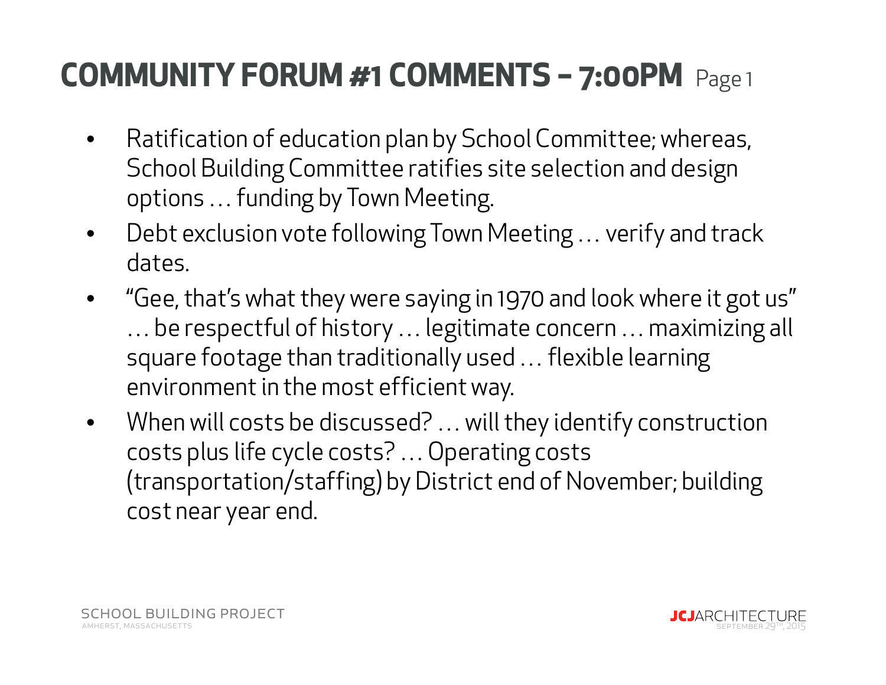# COMMUNITY FORUM #1 COMMENTS – 7:00PM Page 1

- Ratification of education plan by School Committee; whereas, School Building Committee ratifies site selection and design options … funding by Town Meeting.
- Debt exclusion vote following Town Meeting … verify and track dates.
- "Gee, that's what they were saying in 1970 and look where it got us" … be respectful of history … legitimate concern … maximizing all square footage than traditionally used … flexible learning environment in the most efficient way.
- When will costs be discussed? … will they identify construction costs plus life cycle costs? … Operating costs (transportation/staffing) by District end of November; building cost near year end.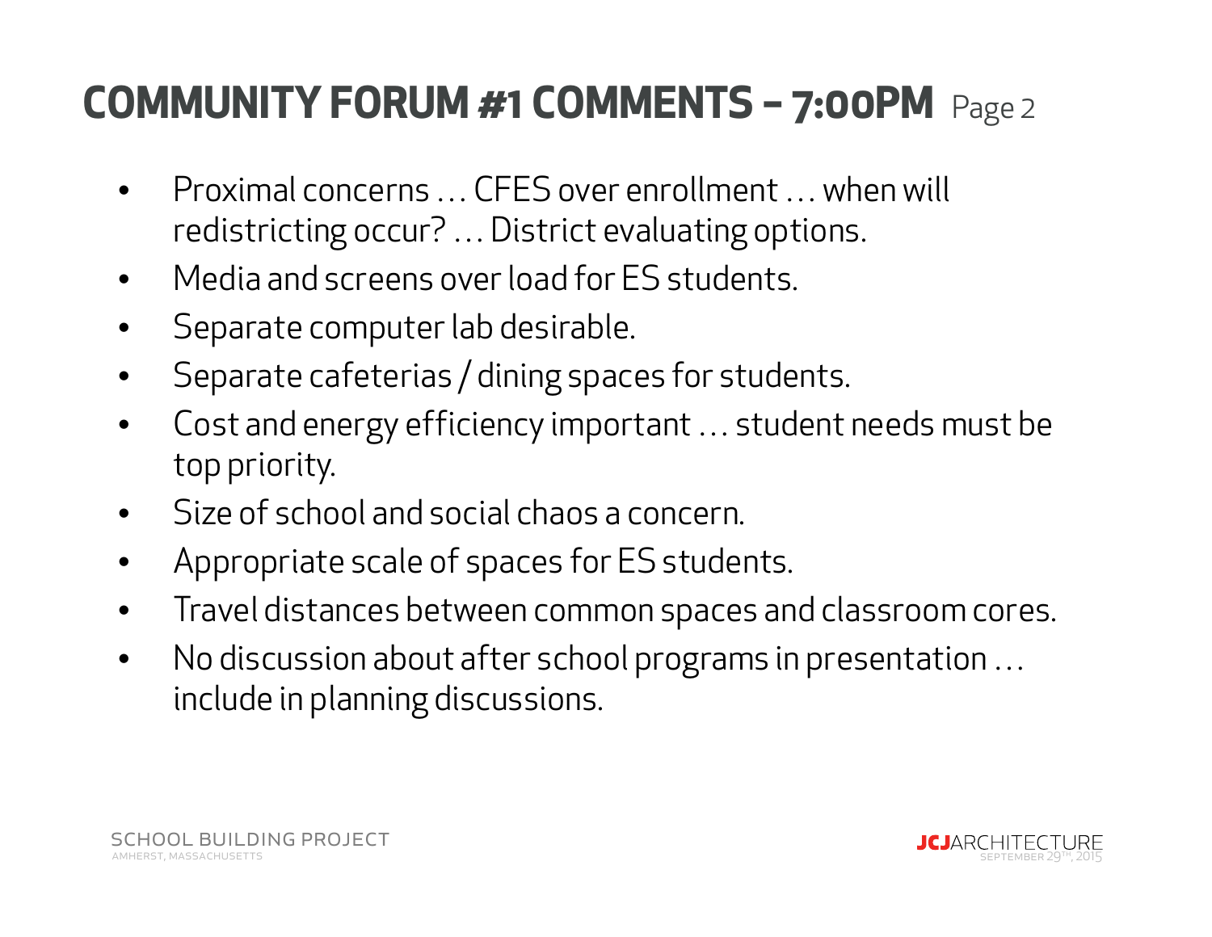# COMMUNITY FORUM #1 COMMENTS – 7:00PM Page 2

- Proximal concerns … CFES over enrollment … when will redistricting occur? … District evaluating options.
- Media and screens over load for ES students.
- Separate computer lab desirable.
- Separate cafeterias / dining spaces for students.
- Cost and energy efficiency important … student needs must be top priority.
- Size of school and social chaos a concern.
- Appropriate scale of spaces for ES students.
- Travel distances between common spaces and classroom cores.
- No discussion about after school programs in presentation … include in planning discussions.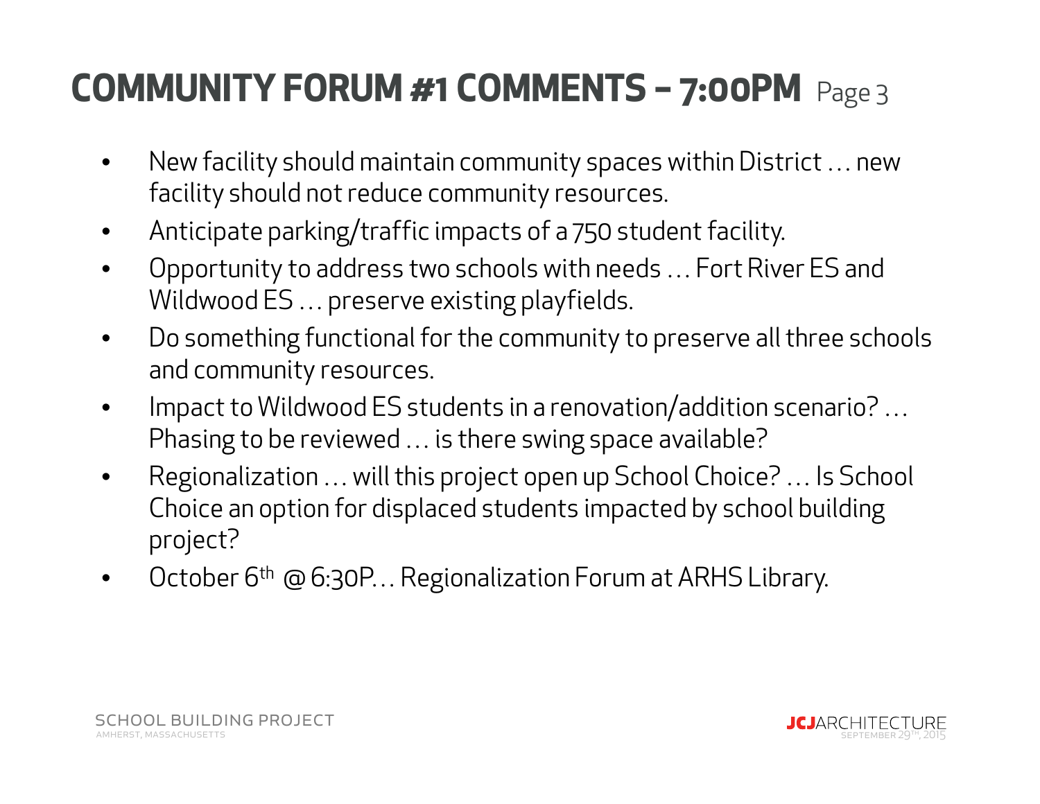# COMMUNITY FORUM #1 COMMENTS – 7:00PM Page 3

- New facility should maintain community spaces within District … new facility should not reduce community resources.
- Anticipate parking/traffic impacts of a 750 student facility.
- Opportunity to address two schools with needs … Fort River ES and Wildwood ES … preserve existing playfields.
- Do something functional for the community to preserve all three schools and community resources.
- Impact to Wildwood ES students in a renovation/addition scenario? … Phasing to be reviewed … is there swing space available?
- Regionalization … will this project open up School Choice? … Is School Choice an option for displaced students impacted by school building project?
- October 6th @ 6:30P… Regionalization Forum at ARHS Library.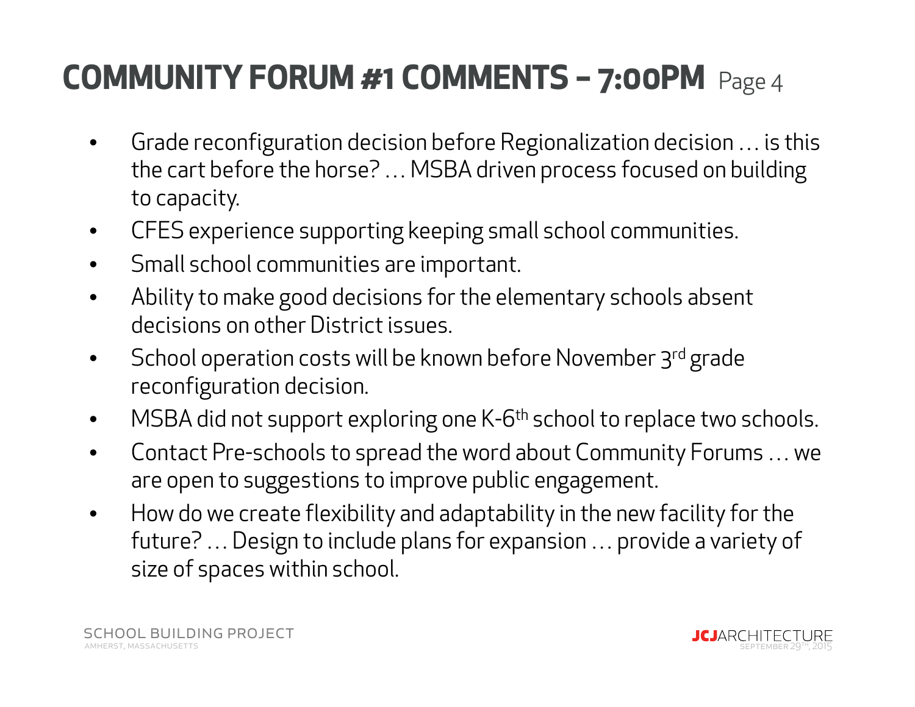# COMMUNITY FORUM #1 COMMENTS – 7:00PM Page 4

- Grade reconfiguration decision before Regionalization decision … is this the cart before the horse? … MSBA driven process focused on building to capacity.
- CFES experience supporting keeping small school communities.
- Small school communities are important.
- Ability to make good decisions for the elementary schools absent decisions on other District issues.
- School operation costs will be known before November 3rd grade reconfiguration decision.
- MSBA did not support exploring one K-6th school to replace two schools.
- Contact Pre-schools to spread the word about Community Forums … we are open to suggestions to improve public engagement.
- How do we create flexibility and adaptability in the new facility for the future? … Design to include plans for expansion … provide a variety of size of spaces within school.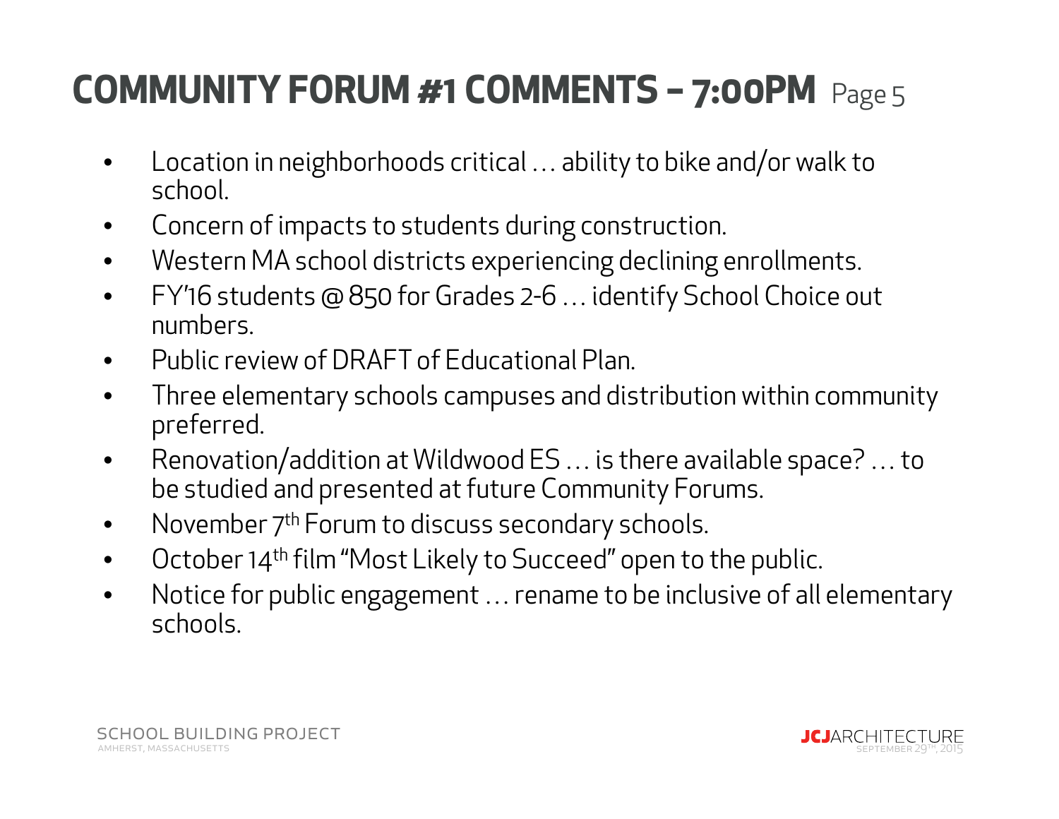# COMMUNITY FORUM #1 COMMENTS – 7:00PM Page 5

- Location in neighborhoods critical … ability to bike and/or walk to school.
- Concern of impacts to students during construction.
- Western MA school districts experiencing declining enrollments.
- FY'16 students @ 850 for Grades 2-6 … identify School Choice out numbers.
- Public review of DRAFT of Educational Plan.
- Three elementary schools campuses and distribution within community preferred.
- Renovation/addition at Wildwood ES … is there available space? … to be studied and presented at future Community Forums.
- November 7th Forum to discuss secondary schools.
- October 14th film "Most Likely to Succeed" open to the public.
- Notice for public engagement … rename to be inclusive of all elementary schools.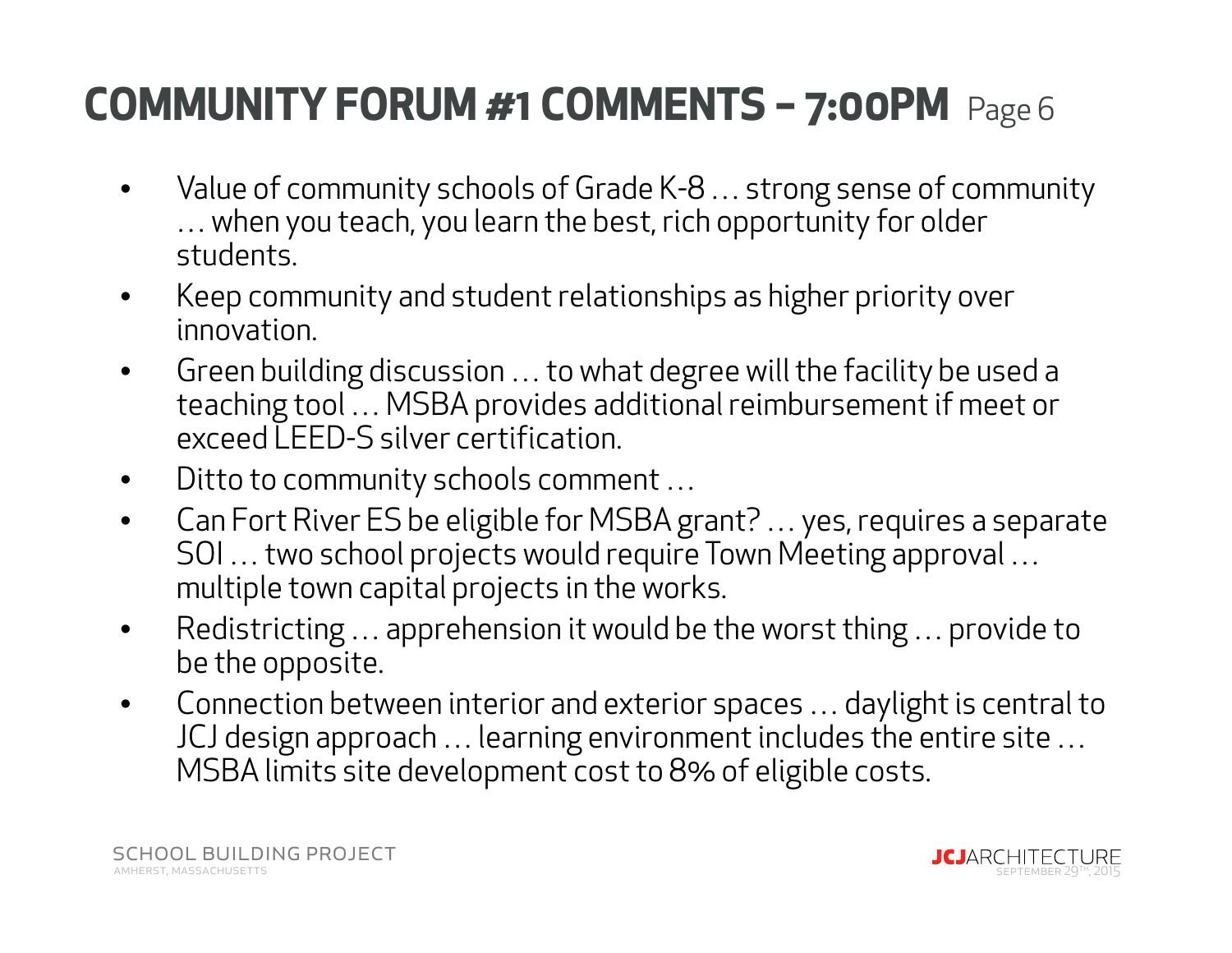# COMMUNITY FORUM #1 COMMENTS – 7:00PM Page 6

- Value of community schools of Grade K-8 … strong sense of community … when you teach, you learn the best, rich opportunity for older students.
- Keep community and student relationships as higher priority over innovation.
- Green building discussion … to what degree will the facility be used a teaching tool … MSBA provides additional reimbursement if meet or exceed LEED-S silver certification.
- Ditto to community schools comment …
- Can Fort River ES be eligible for MSBA grant? … yes, requires a separate SOI … two school projects would require Town Meeting approval … multiple town capital projects in the works.
- Redistricting … apprehension it would be the worst thing … provide to be the opposite.
- Connection between interior and exterior spaces … daylight is central to JCJ design approach … learning environment includes the entire site … MSBA limits site development cost to 8% of eligible costs.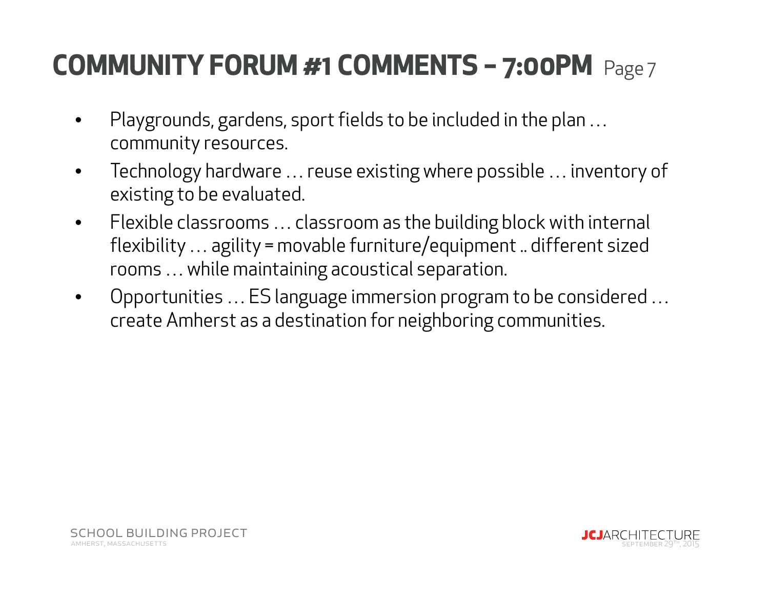# COMMUNITY FORUM #1 COMMENTS – 7:00PM Page 7

- Playgrounds, gardens, sport fields to be included in the plan … community resources.
- Technology hardware … reuse existing where possible … inventory of existing to be evaluated.
- Flexible classrooms … classroom as the building block with internal flexibility … agility = movable furniture/equipment .. different sized rooms … while maintaining acoustical separation.
- Opportunities … ES language immersion program to be considered … create Amherst as a destination for neighboring communities.